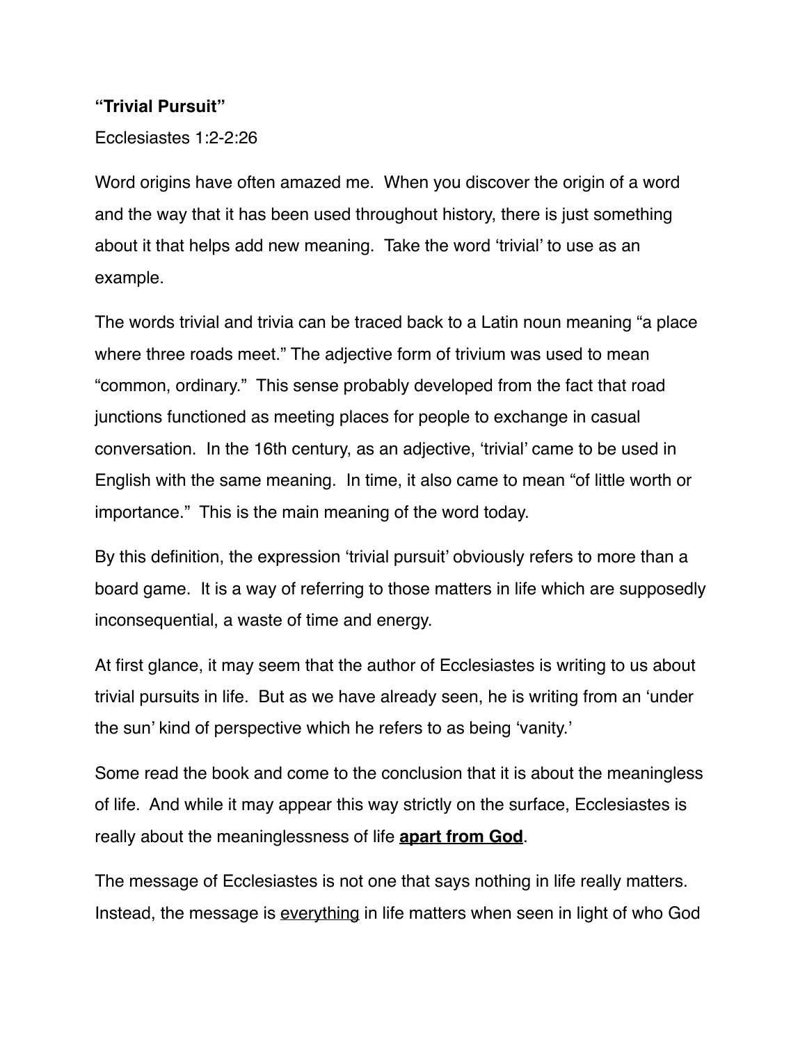**“Trivial Pursuit”**

Ecclesiastes 1:2-2:26

Word origins have often amazed me. When you discover the origin of a word and the way that it has been used throughout history, there is just something about it that helps add new meaning. Take the word ‘trivial’ to use as an example.

The words trivial and trivia can be traced back to a Latin noun meaning “a place where three roads meet.” The adjective form of trivium was used to mean “common, ordinary.” This sense probably developed from the fact that road junctions functioned as meeting places for people to exchange in casual conversation. In the 16th century, as an adjective, ‘trivial’ came to be used in English with the same meaning. In time, it also came to mean “of little worth or importance.” This is the main meaning of the word today.

By this definition, the expression ‘trivial pursuit’ obviously refers to more than a board game. It is a way of referring to those matters in life which are supposedly inconsequential, a waste of time and energy.

At first glance, it may seem that the author of Ecclesiastes is writing to us about trivial pursuits in life. But as we have already seen, he is writing from an ‘under the sun’ kind of perspective which he refers to as being ‘vanity.’

Some read the book and come to the conclusion that it is about the meaningless of life. And while it may appear this way strictly on the surface, Ecclesiastes is really about the meaninglessness of life **<u>apart from God</u>**.

The message of Ecclesiastes is not one that says nothing in life really matters. Instead, the message is <u>everything</u> in life matters when seen in light of who God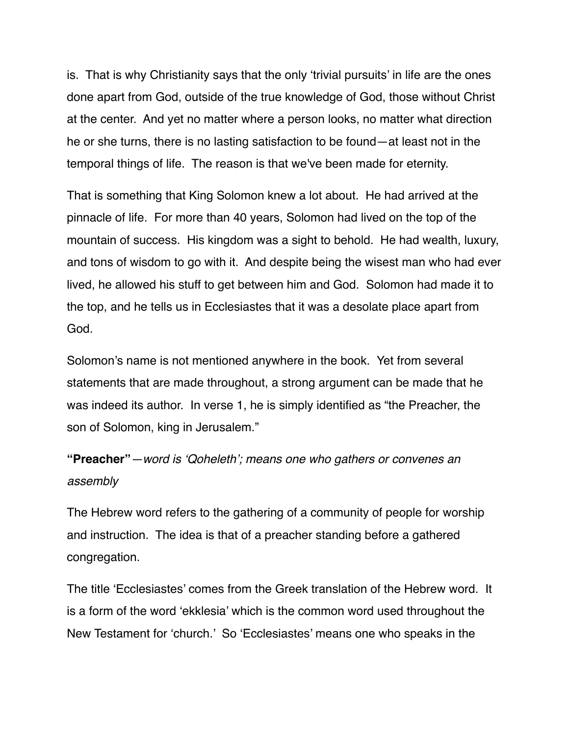is. That is why Christianity says that the only 'trivial pursuits' in life are the ones done apart from God, outside of the true knowledge of God, those without Christ at the center. And yet no matter where a person looks, no matter what direction he or she turns, there is no lasting satisfaction to be found—at least not in the temporal things of life. The reason is that we've been made for eternity.

That is something that King Solomon knew a lot about. He had arrived at the pinnacle of life. For more than 40 years, Solomon had lived on the top of the mountain of success. His kingdom was a sight to behold. He had wealth, luxury, and tons of wisdom to go with it. And despite being the wisest man who had ever lived, he allowed his stuff to get between him and God. Solomon had made it to the top, and he tells us in Ecclesiastes that it was a desolate place apart from God.

Solomon's name is not mentioned anywhere in the book. Yet from several statements that are made throughout, a strong argument can be made that he was indeed its author. In verse 1, he is simply identified as "the Preacher, the son of Solomon, king in Jerusalem."

**"Preacher"**—*word is 'Qoheleth'; means one who gathers or convenes an assembly*

The Hebrew word refers to the gathering of a community of people for worship and instruction. The idea is that of a preacher standing before a gathered congregation.

The title 'Ecclesiastes' comes from the Greek translation of the Hebrew word. It is a form of the word 'ekklesia' which is the common word used throughout the New Testament for 'church.' So 'Ecclesiastes' means one who speaks in the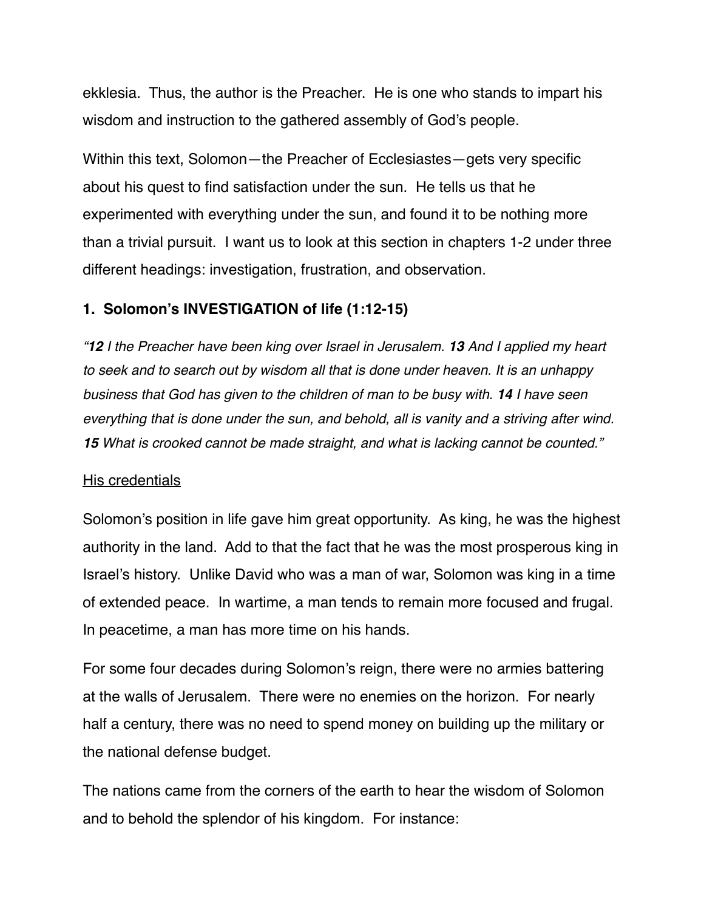ekklesia. Thus, the author is the Preacher. He is one who stands to impart his wisdom and instruction to the gathered assembly of God's people.

Within this text, Solomon—the Preacher of Ecclesiastes—gets very specific about his quest to find satisfaction under the sun. He tells us that he experimented with everything under the sun, and found it to be nothing more than a trivial pursuit. I want us to look at this section in chapters 1-2 under three different headings: investigation, frustration, and observation.

### 1. Solomon's INVESTIGATION of life (1:12-15)

*"**12** I the Preacher have been king over Israel in Jerusalem. **13** And I applied my heart to seek and to search out by wisdom all that is done under heaven. It is an unhappy business that God has given to the children of man to be busy with. **14** I have seen everything that is done under the sun, and behold, all is vanity and a striving after wind. **15** What is crooked cannot be made straight, and what is lacking cannot be counted."*

<u>His credentials</u>

Solomon's position in life gave him great opportunity. As king, he was the highest authority in the land. Add to that the fact that he was the most prosperous king in Israel's history. Unlike David who was a man of war, Solomon was king in a time of extended peace. In wartime, a man tends to remain more focused and frugal. In peacetime, a man has more time on his hands.

For some four decades during Solomon's reign, there were no armies battering at the walls of Jerusalem. There were no enemies on the horizon. For nearly half a century, there was no need to spend money on building up the military or the national defense budget.

The nations came from the corners of the earth to hear the wisdom of Solomon and to behold the splendor of his kingdom. For instance: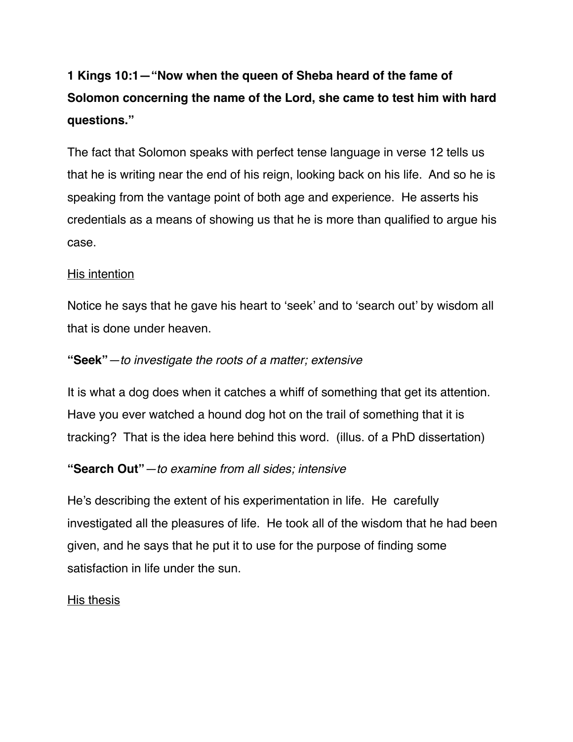**1 Kings 10:1—"Now when the queen of Sheba heard of the fame of Solomon concerning the name of the Lord, she came to test him with hard questions."**

The fact that Solomon speaks with perfect tense language in verse 12 tells us that he is writing near the end of his reign, looking back on his life. And so he is speaking from the vantage point of both age and experience. He asserts his credentials as a means of showing us that he is more than qualified to argue his case.

<u>His intention</u>

Notice he says that he gave his heart to 'seek' and to 'search out' by wisdom all that is done under heaven.

**"Seek"**—*to investigate the roots of a matter; extensive*

It is what a dog does when it catches a whiff of something that get its attention. Have you ever watched a hound dog hot on the trail of something that it is tracking? That is the idea here behind this word. (illus. of a PhD dissertation)

**"Search Out"**—*to examine from all sides; intensive*

He's describing the extent of his experimentation in life. He carefully investigated all the pleasures of life. He took all of the wisdom that he had been given, and he says that he put it to use for the purpose of finding some satisfaction in life under the sun.

<u>His thesis</u>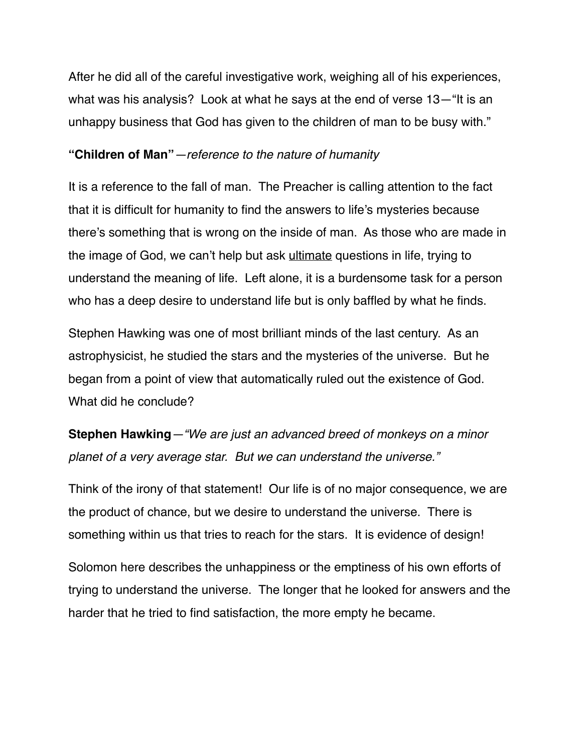After he did all of the careful investigative work, weighing all of his experiences, what was his analysis? Look at what he says at the end of verse 13—"It is an unhappy business that God has given to the children of man to be busy with."

**"Children of Man"**—*reference to the nature of humanity*

It is a reference to the fall of man. The Preacher is calling attention to the fact that it is difficult for humanity to find the answers to life's mysteries because there's something that is wrong on the inside of man. As those who are made in the image of God, we can't help but ask <u>ultimate</u> questions in life, trying to understand the meaning of life. Left alone, it is a burdensome task for a person who has a deep desire to understand life but is only baffled by what he finds.

Stephen Hawking was one of most brilliant minds of the last century. As an astrophysicist, he studied the stars and the mysteries of the universe. But he began from a point of view that automatically ruled out the existence of God. What did he conclude?

**Stephen Hawking**—*"We are just an advanced breed of monkeys on a minor planet of a very average star. But we can understand the universe."*

Think of the irony of that statement! Our life is of no major consequence, we are the product of chance, but we desire to understand the universe. There is something within us that tries to reach for the stars. It is evidence of design!

Solomon here describes the unhappiness or the emptiness of his own efforts of trying to understand the universe. The longer that he looked for answers and the harder that he tried to find satisfaction, the more empty he became.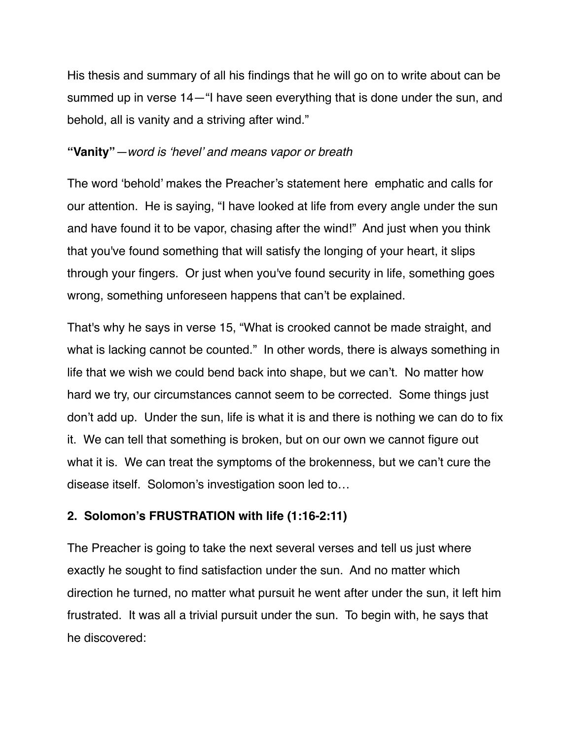His thesis and summary of all his findings that he will go on to write about can be summed up in verse 14—"I have seen everything that is done under the sun, and behold, all is vanity and a striving after wind."

**"Vanity"**—*word is 'hevel' and means vapor or breath*

The word 'behold' makes the Preacher's statement here emphatic and calls for our attention. He is saying, "I have looked at life from every angle under the sun and have found it to be vapor, chasing after the wind!" And just when you think that you've found something that will satisfy the longing of your heart, it slips through your fingers. Or just when you've found security in life, something goes wrong, something unforeseen happens that can't be explained.

That's why he says in verse 15, "What is crooked cannot be made straight, and what is lacking cannot be counted." In other words, there is always something in life that we wish we could bend back into shape, but we can't. No matter how hard we try, our circumstances cannot seem to be corrected. Some things just don't add up. Under the sun, life is what it is and there is nothing we can do to fix it. We can tell that something is broken, but on our own we cannot figure out what it is. We can treat the symptoms of the brokenness, but we can't cure the disease itself. Solomon's investigation soon led to…

**2. Solomon's FRUSTRATION with life (1:16-2:11)**

The Preacher is going to take the next several verses and tell us just where exactly he sought to find satisfaction under the sun. And no matter which direction he turned, no matter what pursuit he went after under the sun, it left him frustrated. It was all a trivial pursuit under the sun. To begin with, he says that he discovered: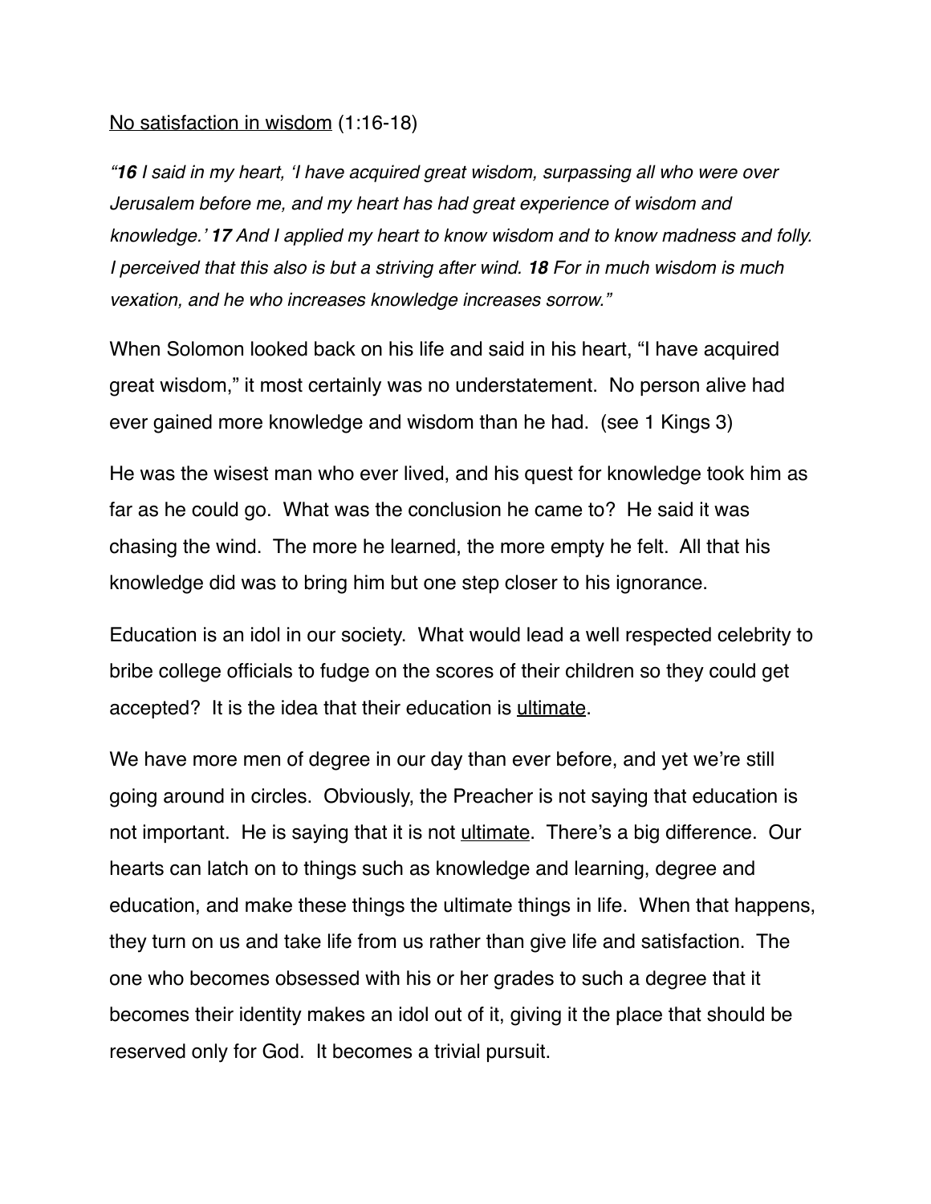<u>No satisfaction in wisdom</u> (1:16-18)

*"**16** I said in my heart, 'I have acquired great wisdom, surpassing all who were over Jerusalem before me, and my heart has had great experience of wisdom and knowledge.' **17** And I applied my heart to know wisdom and to know madness and folly. I perceived that this also is but a striving after wind. **18** For in much wisdom is much vexation, and he who increases knowledge increases sorrow."*

When Solomon looked back on his life and said in his heart, "I have acquired great wisdom," it most certainly was no understatement. No person alive had ever gained more knowledge and wisdom than he had. (see 1 Kings 3)

He was the wisest man who ever lived, and his quest for knowledge took him as far as he could go. What was the conclusion he came to? He said it was chasing the wind. The more he learned, the more empty he felt. All that his knowledge did was to bring him but one step closer to his ignorance.

Education is an idol in our society. What would lead a well respected celebrity to bribe college officials to fudge on the scores of their children so they could get accepted? It is the idea that their education is <u>ultimate</u>.

We have more men of degree in our day than ever before, and yet we're still going around in circles. Obviously, the Preacher is not saying that education is not important. He is saying that it is not <u>ultimate</u>. There's a big difference. Our hearts can latch on to things such as knowledge and learning, degree and education, and make these things the ultimate things in life. When that happens, they turn on us and take life from us rather than give life and satisfaction. The one who becomes obsessed with his or her grades to such a degree that it becomes their identity makes an idol out of it, giving it the place that should be reserved only for God. It becomes a trivial pursuit.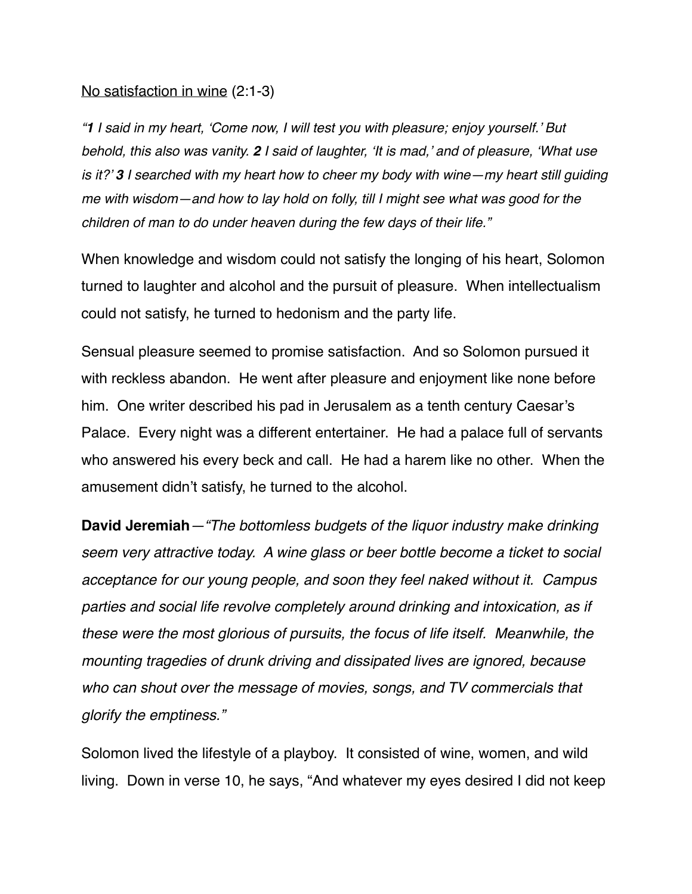<u>No satisfaction in wine</u> (2:1-3)

*"**1** I said in my heart, 'Come now, I will test you with pleasure; enjoy yourself.' But behold, this also was vanity. **2** I said of laughter, 'It is mad,' and of pleasure, 'What use is it?' **3** I searched with my heart how to cheer my body with wine—my heart still guiding me with wisdom—and how to lay hold on folly, till I might see what was good for the children of man to do under heaven during the few days of their life."*

When knowledge and wisdom could not satisfy the longing of his heart, Solomon turned to laughter and alcohol and the pursuit of pleasure. When intellectualism could not satisfy, he turned to hedonism and the party life.

Sensual pleasure seemed to promise satisfaction. And so Solomon pursued it with reckless abandon. He went after pleasure and enjoyment like none before him. One writer described his pad in Jerusalem as a tenth century Caesar's Palace. Every night was a different entertainer. He had a palace full of servants who answered his every beck and call. He had a harem like no other. When the amusement didn't satisfy, he turned to the alcohol.

**David Jeremiah**—*"The bottomless budgets of the liquor industry make drinking seem very attractive today. A wine glass or beer bottle become a ticket to social acceptance for our young people, and soon they feel naked without it. Campus parties and social life revolve completely around drinking and intoxication, as if these were the most glorious of pursuits, the focus of life itself. Meanwhile, the mounting tragedies of drunk driving and dissipated lives are ignored, because who can shout over the message of movies, songs, and TV commercials that glorify the emptiness."*

Solomon lived the lifestyle of a playboy. It consisted of wine, women, and wild living. Down in verse 10, he says, "And whatever my eyes desired I did not keep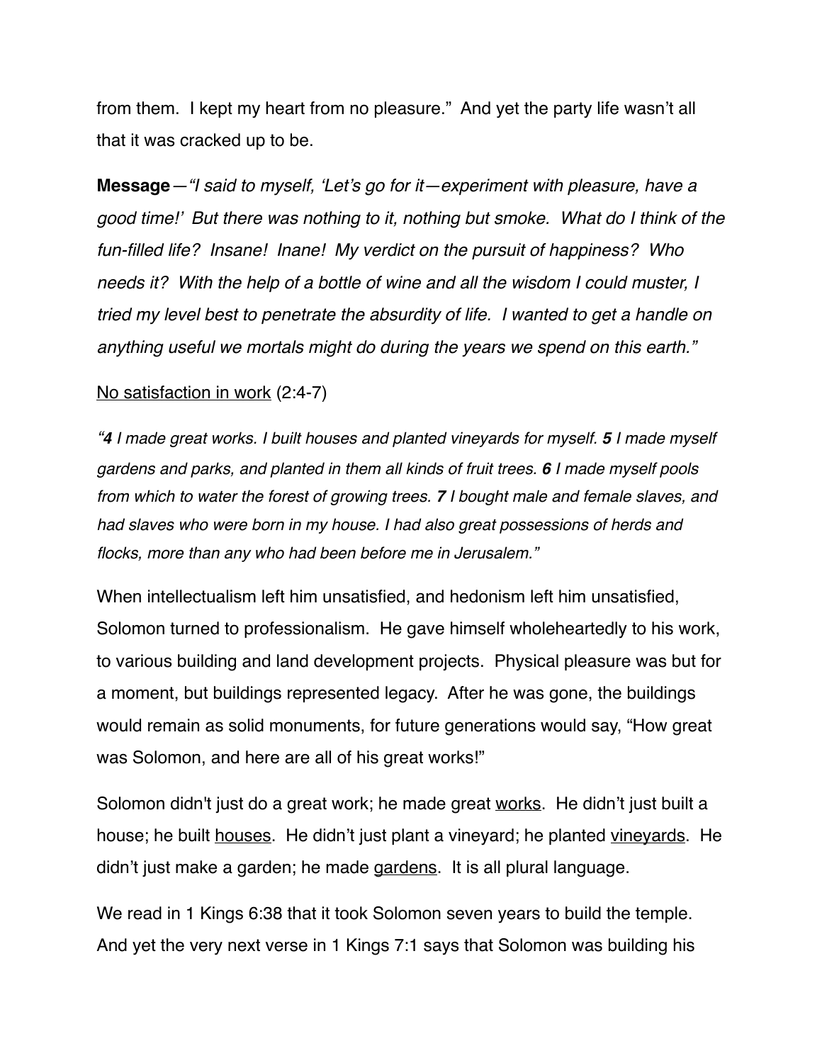from them. I kept my heart from no pleasure." And yet the party life wasn't all that it was cracked up to be.

**Message**—*"I said to myself, 'Let's go for it—experiment with pleasure, have a good time!' But there was nothing to it, nothing but smoke. What do I think of the fun-filled life? Insane! Inane! My verdict on the pursuit of happiness? Who needs it? With the help of a bottle of wine and all the wisdom I could muster, I tried my level best to penetrate the absurdity of life. I wanted to get a handle on anything useful we mortals might do during the years we spend on this earth."*

<u>No satisfaction in work</u> (2:4-7)

*"**4** I made great works. I built houses and planted vineyards for myself. **5** I made myself gardens and parks, and planted in them all kinds of fruit trees. **6** I made myself pools from which to water the forest of growing trees. **7** I bought male and female slaves, and had slaves who were born in my house. I had also great possessions of herds and flocks, more than any who had been before me in Jerusalem."*

When intellectualism left him unsatisfied, and hedonism left him unsatisfied, Solomon turned to professionalism. He gave himself wholeheartedly to his work, to various building and land development projects. Physical pleasure was but for a moment, but buildings represented legacy. After he was gone, the buildings would remain as solid monuments, for future generations would say, "How great was Solomon, and here are all of his great works!"

Solomon didn't just do a great work; he made great <u>works</u>. He didn't just built a house; he built <u>houses</u>. He didn't just plant a vineyard; he planted <u>vineyards</u>. He didn't just make a garden; he made <u>gardens</u>. It is all plural language.

We read in 1 Kings 6:38 that it took Solomon seven years to build the temple. And yet the very next verse in 1 Kings 7:1 says that Solomon was building his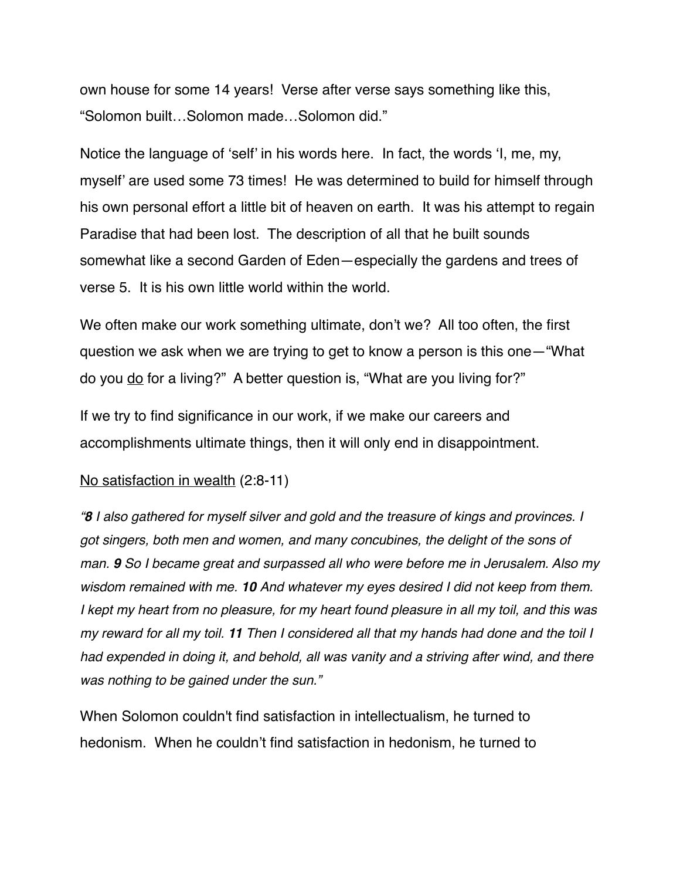own house for some 14 years! Verse after verse says something like this, "Solomon built…Solomon made…Solomon did."

Notice the language of 'self' in his words here. In fact, the words 'I, me, my, myself' are used some 73 times! He was determined to build for himself through his own personal effort a little bit of heaven on earth. It was his attempt to regain Paradise that had been lost. The description of all that he built sounds somewhat like a second Garden of Eden—especially the gardens and trees of verse 5. It is his own little world within the world.

We often make our work something ultimate, don't we? All too often, the first question we ask when we are trying to get to know a person is this one—"What do you <u>do</u> for a living?" A better question is, "What are you living for?"

If we try to find significance in our work, if we make our careers and accomplishments ultimate things, then it will only end in disappointment.

<u>No satisfaction in wealth</u> (2:8-11)

*"**8** I also gathered for myself silver and gold and the treasure of kings and provinces. I got singers, both men and women, and many concubines, the delight of the sons of man. **9** So I became great and surpassed all who were before me in Jerusalem. Also my wisdom remained with me. **10** And whatever my eyes desired I did not keep from them. I kept my heart from no pleasure, for my heart found pleasure in all my toil, and this was my reward for all my toil. **11** Then I considered all that my hands had done and the toil I had expended in doing it, and behold, all was vanity and a striving after wind, and there was nothing to be gained under the sun."*

When Solomon couldn't find satisfaction in intellectualism, he turned to hedonism. When he couldn't find satisfaction in hedonism, he turned to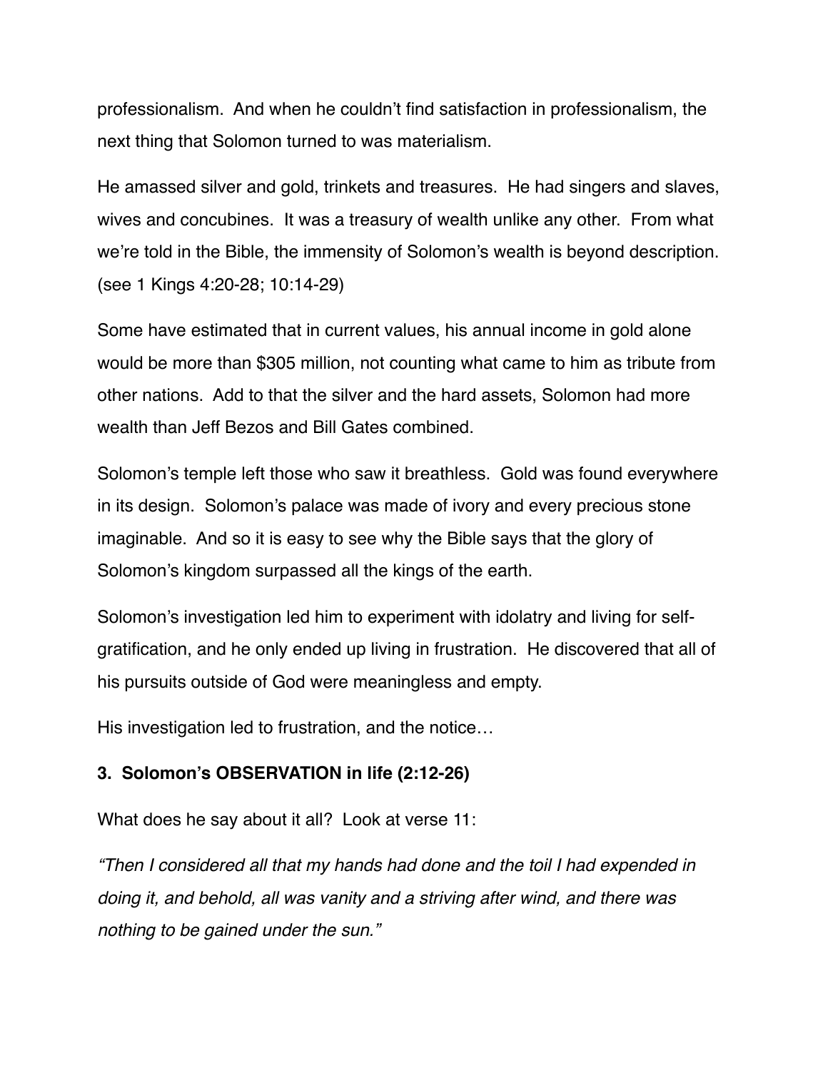professionalism. And when he couldn't find satisfaction in professionalism, the next thing that Solomon turned to was materialism.

He amassed silver and gold, trinkets and treasures. He had singers and slaves, wives and concubines. It was a treasury of wealth unlike any other. From what we're told in the Bible, the immensity of Solomon's wealth is beyond description. (see 1 Kings 4:20-28; 10:14-29)

Some have estimated that in current values, his annual income in gold alone would be more than $305 million, not counting what came to him as tribute from other nations. Add to that the silver and the hard assets, Solomon had more wealth than Jeff Bezos and Bill Gates combined.

Solomon's temple left those who saw it breathless. Gold was found everywhere in its design. Solomon's palace was made of ivory and every precious stone imaginable. And so it is easy to see why the Bible says that the glory of Solomon's kingdom surpassed all the kings of the earth.

Solomon's investigation led him to experiment with idolatry and living for self-gratification, and he only ended up living in frustration. He discovered that all of his pursuits outside of God were meaningless and empty.

His investigation led to frustration, and the notice…

### 3. Solomon's OBSERVATION in life (2:12-26)

What does he say about it all? Look at verse 11:

*"Then I considered all that my hands had done and the toil I had expended in doing it, and behold, all was vanity and a striving after wind, and there was nothing to be gained under the sun."*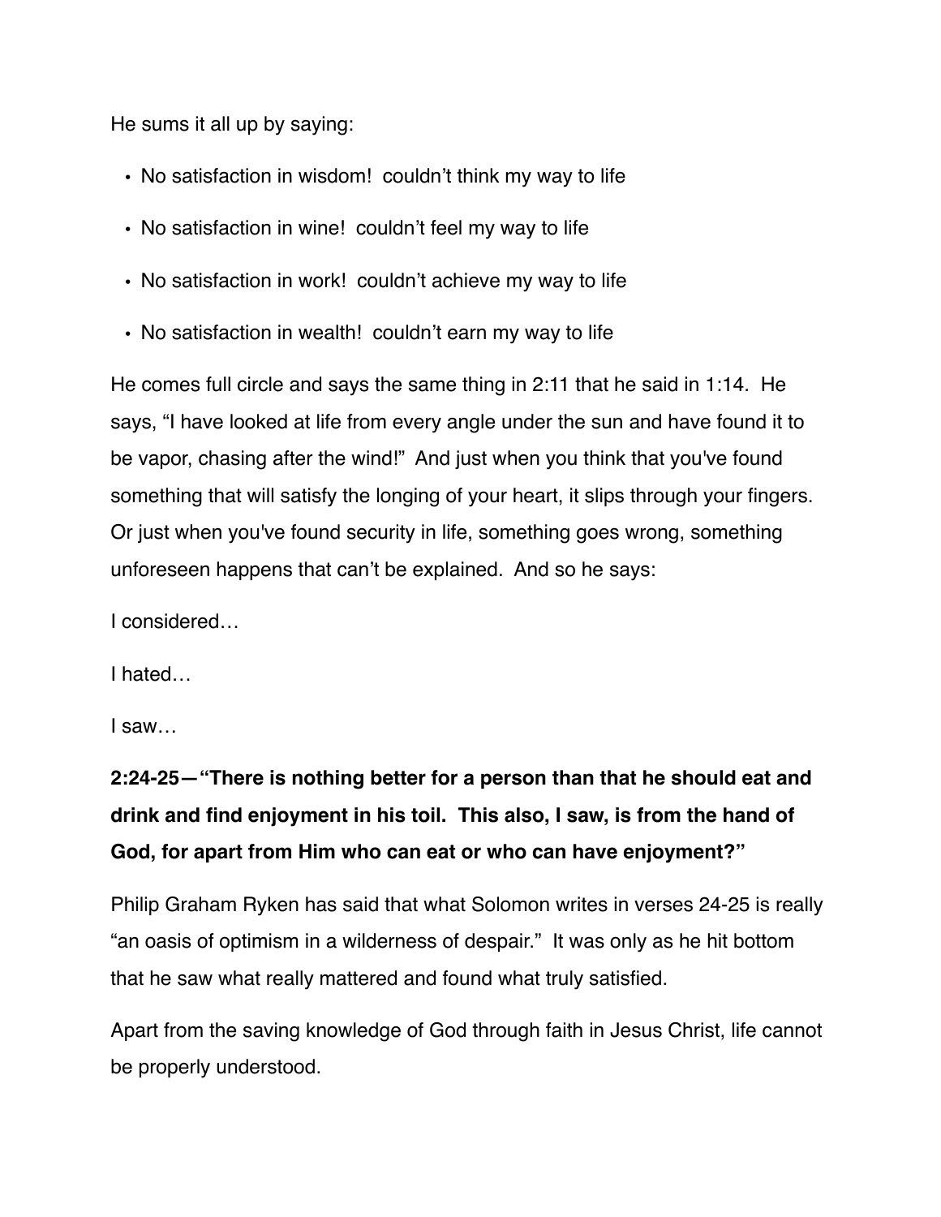He sums it all up by saying:

- No satisfaction in wisdom!  couldn't think my way to life
- No satisfaction in wine!  couldn't feel my way to life
- No satisfaction in work!  couldn't achieve my way to life
- No satisfaction in wealth!  couldn't earn my way to life

He comes full circle and says the same thing in 2:11 that he said in 1:14.  He says, "I have looked at life from every angle under the sun and have found it to be vapor, chasing after the wind!"  And just when you think that you've found something that will satisfy the longing of your heart, it slips through your fingers.  Or just when you've found security in life, something goes wrong, something unforeseen happens that can't be explained.  And so he says:

I considered…

I hated…

I saw…

**2:24-25—"There is nothing better for a person than that he should eat and drink and find enjoyment in his toil.  This also, I saw, is from the hand of God, for apart from Him who can eat or who can have enjoyment?"**

Philip Graham Ryken has said that what Solomon writes in verses 24-25 is really "an oasis of optimism in a wilderness of despair."  It was only as he hit bottom that he saw what really mattered and found what truly satisfied.

Apart from the saving knowledge of God through faith in Jesus Christ, life cannot be properly understood.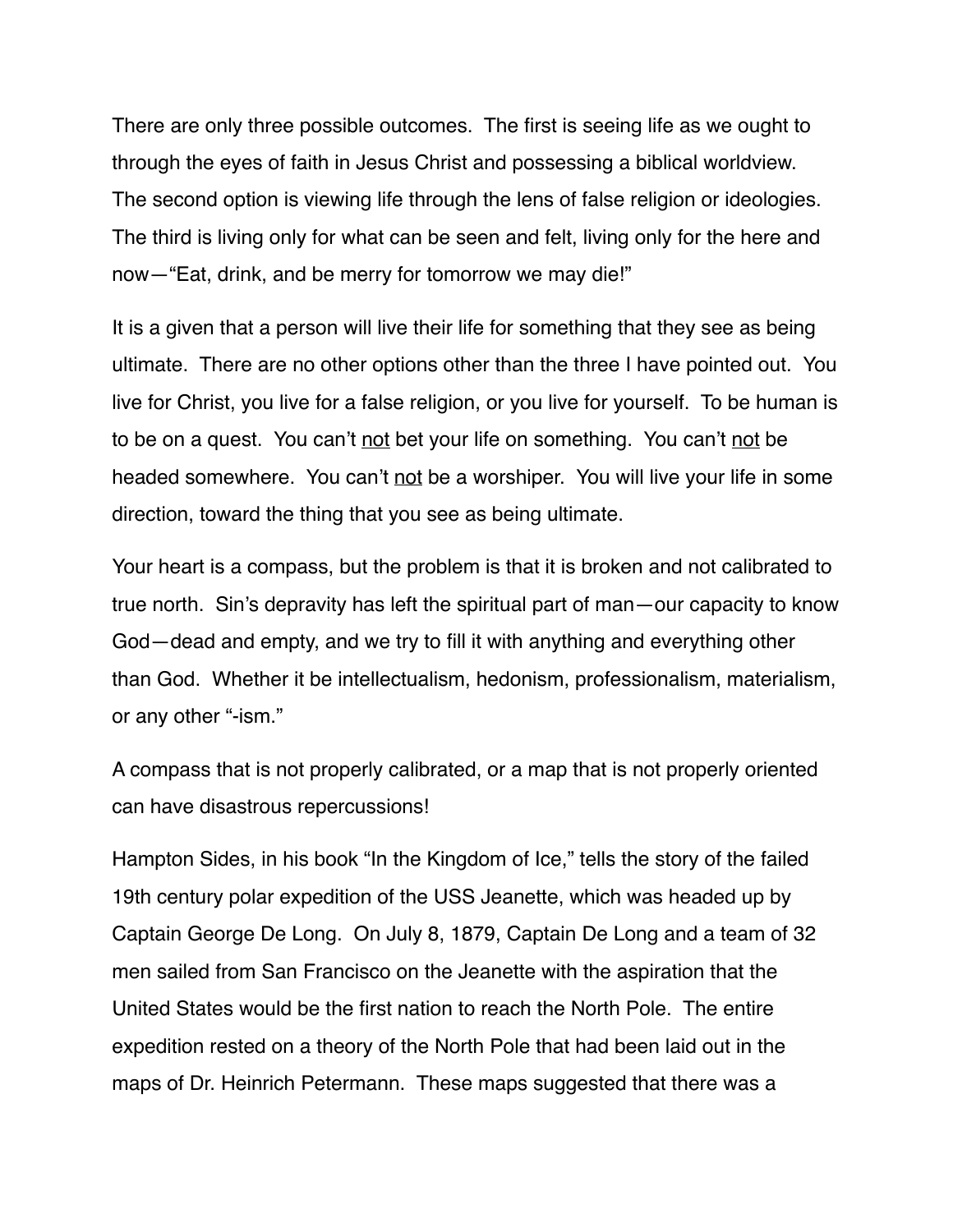There are only three possible outcomes. The first is seeing life as we ought to through the eyes of faith in Jesus Christ and possessing a biblical worldview. The second option is viewing life through the lens of false religion or ideologies. The third is living only for what can be seen and felt, living only for the here and now—"Eat, drink, and be merry for tomorrow we may die!"

It is a given that a person will live their life for something that they see as being ultimate. There are no other options other than the three I have pointed out. You live for Christ, you live for a false religion, or you live for yourself. To be human is to be on a quest. You can't <u>not</u> bet your life on something. You can't <u>not</u> be headed somewhere. You can't <u>not</u> be a worshiper. You will live your life in some direction, toward the thing that you see as being ultimate.

Your heart is a compass, but the problem is that it is broken and not calibrated to true north. Sin's depravity has left the spiritual part of man—our capacity to know God—dead and empty, and we try to fill it with anything and everything other than God. Whether it be intellectualism, hedonism, professionalism, materialism, or any other "-ism."

A compass that is not properly calibrated, or a map that is not properly oriented can have disastrous repercussions!

Hampton Sides, in his book "In the Kingdom of Ice," tells the story of the failed 19th century polar expedition of the USS Jeanette, which was headed up by Captain George De Long. On July 8, 1879, Captain De Long and a team of 32 men sailed from San Francisco on the Jeanette with the aspiration that the United States would be the first nation to reach the North Pole. The entire expedition rested on a theory of the North Pole that had been laid out in the maps of Dr. Heinrich Petermann. These maps suggested that there was a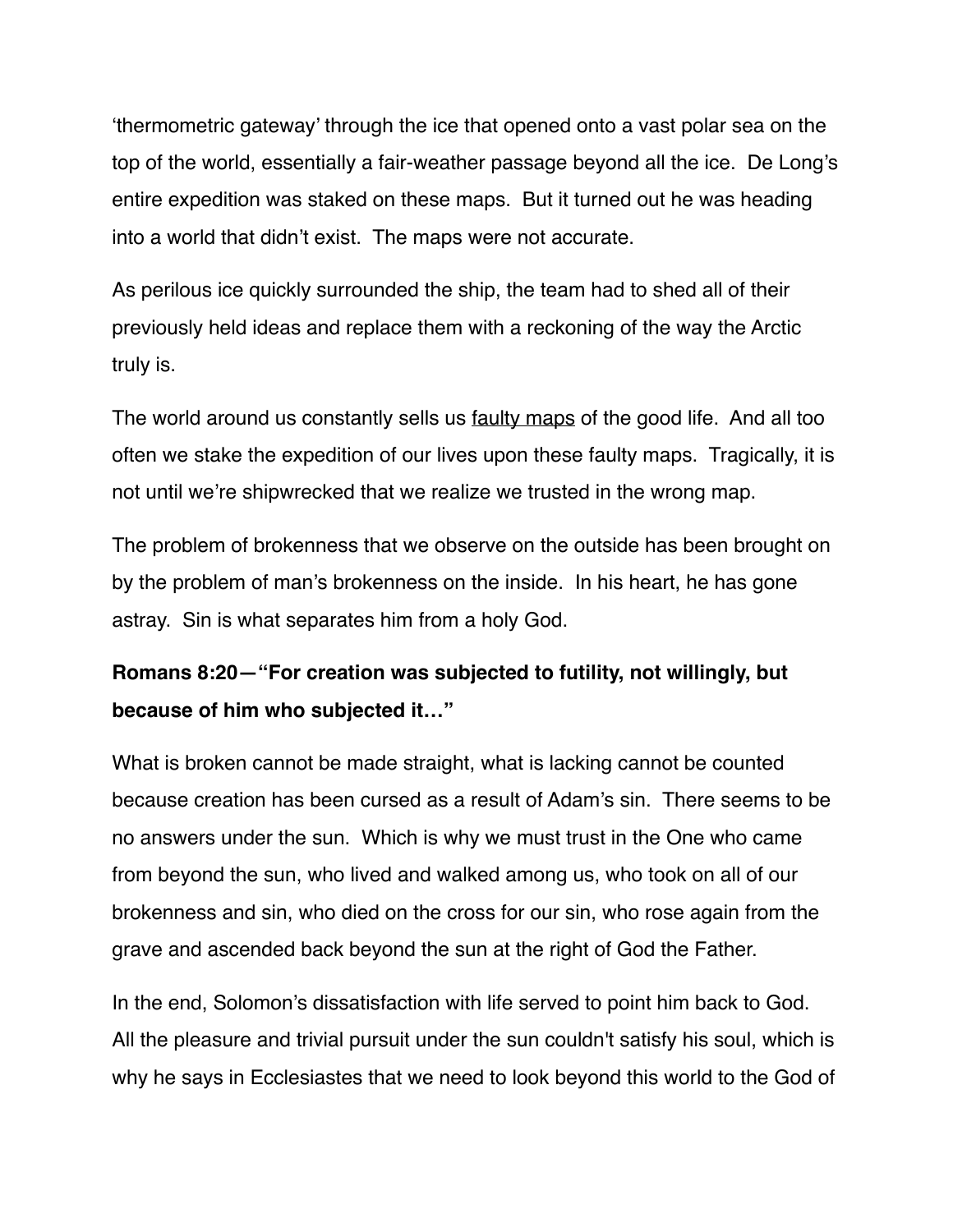‘thermometric gateway’ through the ice that opened onto a vast polar sea on the top of the world, essentially a fair-weather passage beyond all the ice. De Long’s entire expedition was staked on these maps. But it turned out he was heading into a world that didn’t exist. The maps were not accurate.

As perilous ice quickly surrounded the ship, the team had to shed all of their previously held ideas and replace them with a reckoning of the way the Arctic truly is.

The world around us constantly sells us <u>faulty maps</u> of the good life. And all too often we stake the expedition of our lives upon these faulty maps. Tragically, it is not until we’re shipwrecked that we realize we trusted in the wrong map.

The problem of brokenness that we observe on the outside has been brought on by the problem of man’s brokenness on the inside. In his heart, he has gone astray. Sin is what separates him from a holy God.

**Romans 8:20—“For creation was subjected to futility, not willingly, but because of him who subjected it…”**

What is broken cannot be made straight, what is lacking cannot be counted because creation has been cursed as a result of Adam’s sin. There seems to be no answers under the sun. Which is why we must trust in the One who came from beyond the sun, who lived and walked among us, who took on all of our brokenness and sin, who died on the cross for our sin, who rose again from the grave and ascended back beyond the sun at the right of God the Father.

In the end, Solomon’s dissatisfaction with life served to point him back to God. All the pleasure and trivial pursuit under the sun couldn't satisfy his soul, which is why he says in Ecclesiastes that we need to look beyond this world to the God of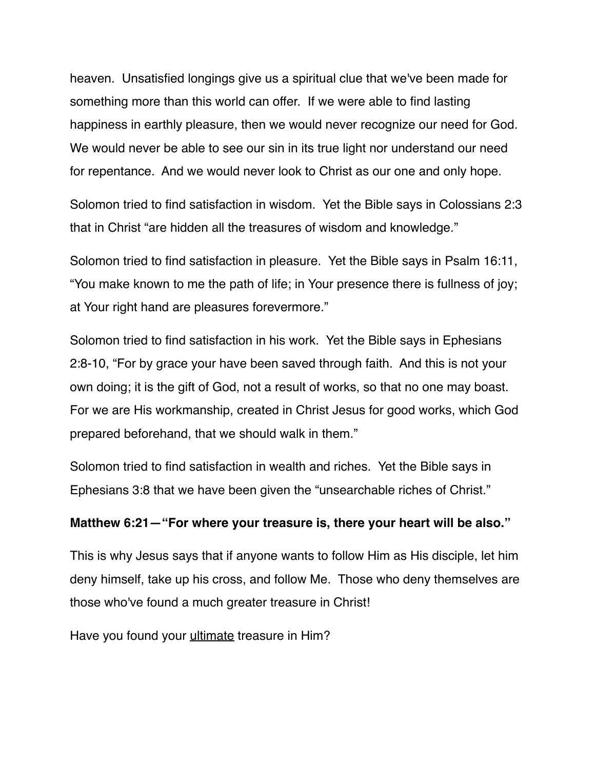heaven. Unsatisfied longings give us a spiritual clue that we've been made for something more than this world can offer. If we were able to find lasting happiness in earthly pleasure, then we would never recognize our need for God. We would never be able to see our sin in its true light nor understand our need for repentance. And we would never look to Christ as our one and only hope.

Solomon tried to find satisfaction in wisdom. Yet the Bible says in Colossians 2:3 that in Christ "are hidden all the treasures of wisdom and knowledge."

Solomon tried to find satisfaction in pleasure. Yet the Bible says in Psalm 16:11, "You make known to me the path of life; in Your presence there is fullness of joy; at Your right hand are pleasures forevermore."

Solomon tried to find satisfaction in his work. Yet the Bible says in Ephesians 2:8-10, "For by grace your have been saved through faith. And this is not your own doing; it is the gift of God, not a result of works, so that no one may boast. For we are His workmanship, created in Christ Jesus for good works, which God prepared beforehand, that we should walk in them."

Solomon tried to find satisfaction in wealth and riches. Yet the Bible says in Ephesians 3:8 that we have been given the "unsearchable riches of Christ."

**Matthew 6:21—"For where your treasure is, there your heart will be also."**

This is why Jesus says that if anyone wants to follow Him as His disciple, let him deny himself, take up his cross, and follow Me. Those who deny themselves are those who've found a much greater treasure in Christ!

Have you found your <u>ultimate</u> treasure in Him?